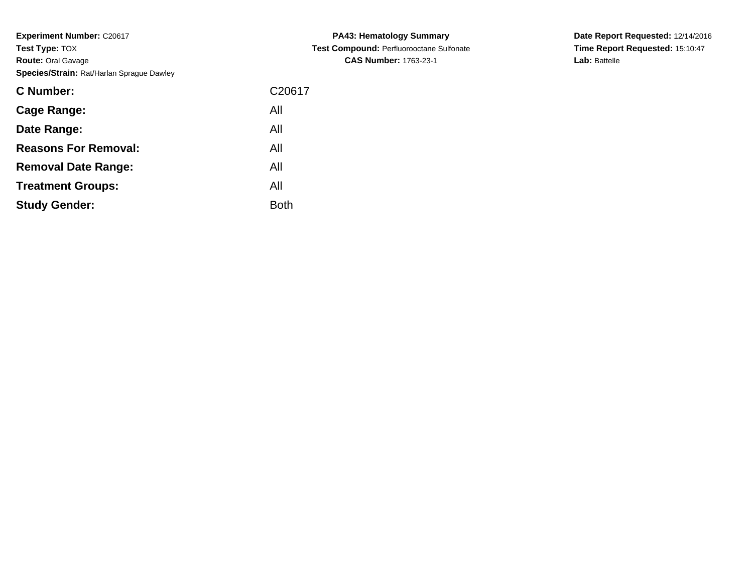**Experiment Number:** C20617
**Test Type:** TOX
**Route:** Oral Gavage
**Species/Strain:** Rat/Harlan Sprague Dawley

**PA43: Hematology Summary**
**Test Compound:** Perfluorooctane Sulfonate
**CAS Number:** 1763-23-1

**Date Report Requested:** 12/14/2016
**Time Report Requested:** 15:10:47
**Lab:** Battelle

| | |
|---|---|
| **C Number:** | C20617 |
| **Cage Range:** | All |
| **Date Range:** | All |
| **Reasons For Removal:** | All |
| **Removal Date Range:** | All |
| **Treatment Groups:** | All |
| **Study Gender:** | Both |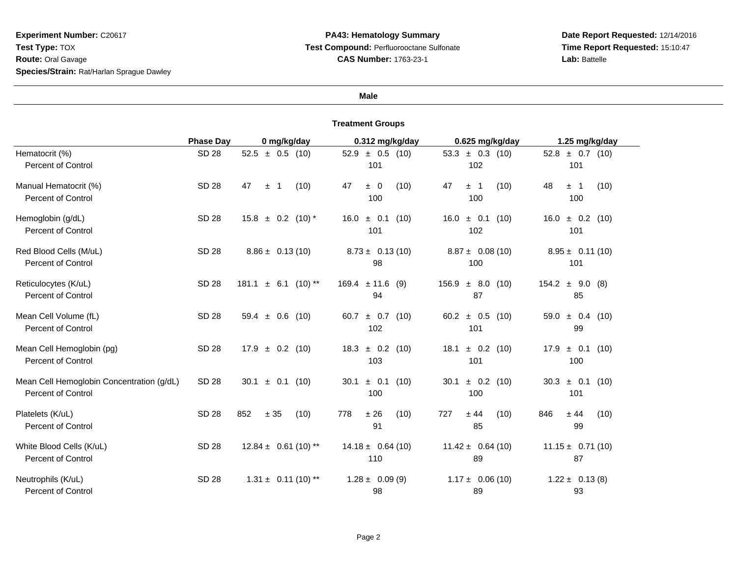**Experiment Number:** C20617
**Test Type:** TOX
**Route:** Oral Gavage
**Species/Strain:** Rat/Harlan Sprague Dawley

**PA43: Hematology Summary**
**Test Compound:** Perfluorooctane Sulfonate
**CAS Number:** 1763-23-1

**Date Report Requested:** 12/14/2016
**Time Report Requested:** 15:10:47
**Lab:** Battelle

**Male**

**Treatment Groups**

| | Phase Day | 0 mg/kg/day | 0.312 mg/kg/day | 0.625 mg/kg/day | 1.25 mg/kg/day |
|---|---|---|---|---|---|
| Hematocrit (%) | SD 28 | 52.5 ± 0.5 (10) | 52.9 ± 0.5 (10) | 53.3 ± 0.3 (10) | 52.8 ± 0.7 (10) |
| Percent of Control | | | 101 | 102 | 101 |
| Manual Hematocrit (%) | SD 28 | 47 ± 1 (10) | 47 ± 0 (10) | 47 ± 1 (10) | 48 ± 1 (10) |
| Percent of Control | | | 100 | 100 | 100 |
| Hemoglobin (g/dL) | SD 28 | 15.8 ± 0.2 (10) * | 16.0 ± 0.1 (10) | 16.0 ± 0.1 (10) | 16.0 ± 0.2 (10) |
| Percent of Control | | | 101 | 102 | 101 |
| Red Blood Cells (M/uL) | SD 28 | 8.86 ± 0.13 (10) | 8.73 ± 0.13 (10) | 8.87 ± 0.08 (10) | 8.95 ± 0.11 (10) |
| Percent of Control | | | 98 | 100 | 101 |
| Reticulocytes (K/uL) | SD 28 | 181.1 ± 6.1 (10) ** | 169.4 ± 11.6 (9) | 156.9 ± 8.0 (10) | 154.2 ± 9.0 (8) |
| Percent of Control | | | 94 | 87 | 85 |
| Mean Cell Volume (fL) | SD 28 | 59.4 ± 0.6 (10) | 60.7 ± 0.7 (10) | 60.2 ± 0.5 (10) | 59.0 ± 0.4 (10) |
| Percent of Control | | | 102 | 101 | 99 |
| Mean Cell Hemoglobin (pg) | SD 28 | 17.9 ± 0.2 (10) | 18.3 ± 0.2 (10) | 18.1 ± 0.2 (10) | 17.9 ± 0.1 (10) |
| Percent of Control | | | 103 | 101 | 100 |
| Mean Cell Hemoglobin Concentration (g/dL) | SD 28 | 30.1 ± 0.1 (10) | 30.1 ± 0.1 (10) | 30.1 ± 0.2 (10) | 30.3 ± 0.1 (10) |
| Percent of Control | | | 100 | 100 | 101 |
| Platelets (K/uL) | SD 28 | 852 ± 35 (10) | 778 ± 26 (10) | 727 ± 44 (10) | 846 ± 44 (10) |
| Percent of Control | | | 91 | 85 | 99 |
| White Blood Cells (K/uL) | SD 28 | 12.84 ± 0.61 (10) ** | 14.18 ± 0.64 (10) | 11.42 ± 0.64 (10) | 11.15 ± 0.71 (10) |
| Percent of Control | | | 110 | 89 | 87 |
| Neutrophils (K/uL) | SD 28 | 1.31 ± 0.11 (10) ** | 1.28 ± 0.09 (9) | 1.17 ± 0.06 (10) | 1.22 ± 0.13 (8) |
| Percent of Control | | | 98 | 89 | 93 |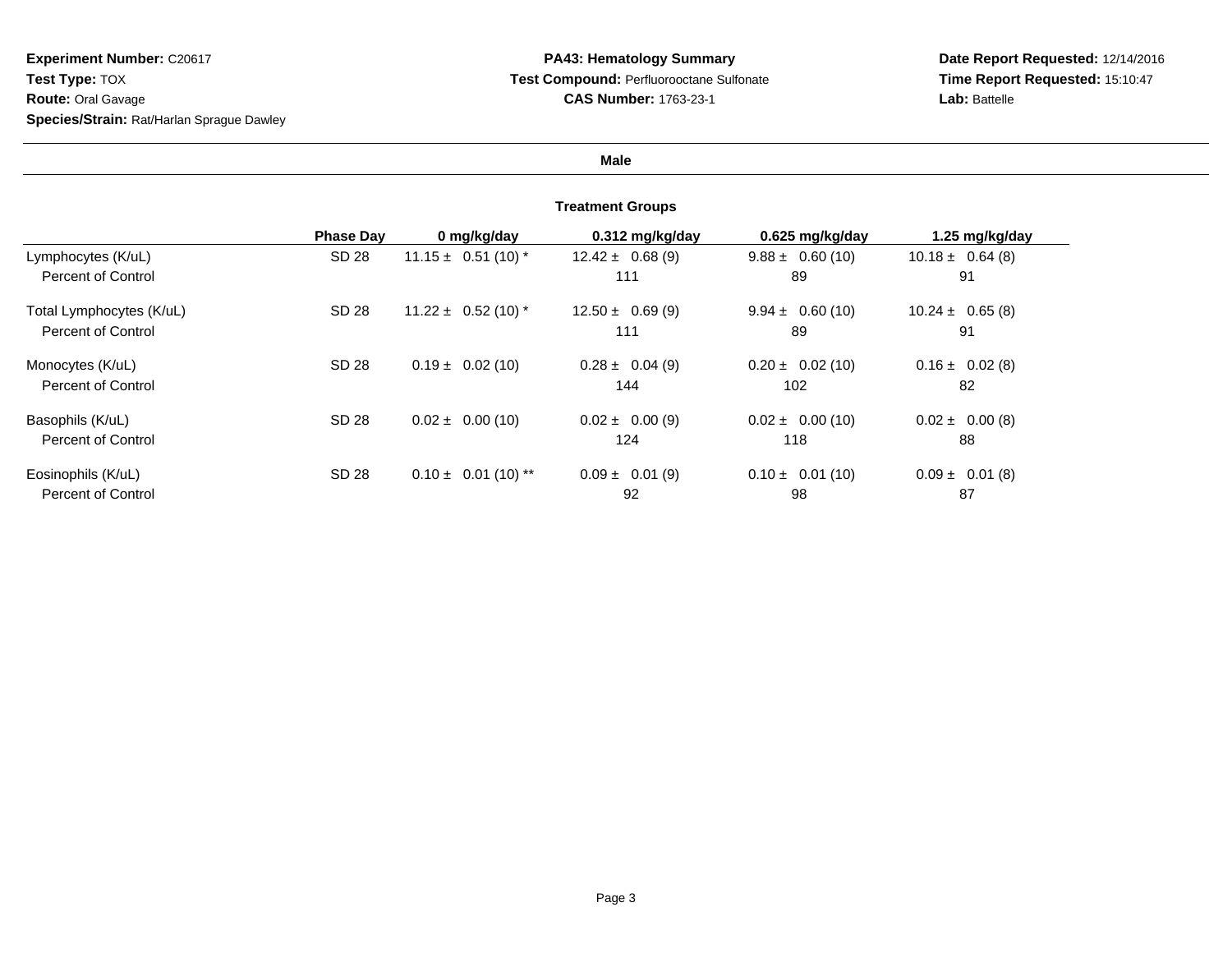**Experiment Number:** C20617
**Test Type:** TOX
**Route:** Oral Gavage
**Species/Strain:** Rat/Harlan Sprague Dawley

**PA43: Hematology Summary**
**Test Compound:** Perfluorooctane Sulfonate
**CAS Number:** 1763-23-1

**Date Report Requested:** 12/14/2016
**Time Report Requested:** 15:10:47
**Lab:** Battelle

**Male**

**Treatment Groups**

| | Phase Day | 0 mg/kg/day | 0.312 mg/kg/day | 0.625 mg/kg/day | 1.25 mg/kg/day |
|---|---|---|---|---|---|
| Lymphocytes (K/uL) | SD 28 | 11.15 ± 0.51 (10) * | 12.42 ± 0.68 (9) | 9.88 ± 0.60 (10) | 10.18 ± 0.64 (8) |
| Percent of Control | | | 111 | 89 | 91 |
| Total Lymphocytes (K/uL) | SD 28 | 11.22 ± 0.52 (10) * | 12.50 ± 0.69 (9) | 9.94 ± 0.60 (10) | 10.24 ± 0.65 (8) |
| Percent of Control | | | 111 | 89 | 91 |
| Monocytes (K/uL) | SD 28 | 0.19 ± 0.02 (10) | 0.28 ± 0.04 (9) | 0.20 ± 0.02 (10) | 0.16 ± 0.02 (8) |
| Percent of Control | | | 144 | 102 | 82 |
| Basophils (K/uL) | SD 28 | 0.02 ± 0.00 (10) | 0.02 ± 0.00 (9) | 0.02 ± 0.00 (10) | 0.02 ± 0.00 (8) |
| Percent of Control | | | 124 | 118 | 88 |
| Eosinophils (K/uL) | SD 28 | 0.10 ± 0.01 (10) ** | 0.09 ± 0.01 (9) | 0.10 ± 0.01 (10) | 0.09 ± 0.01 (8) |
| Percent of Control | | | 92 | 98 | 87 |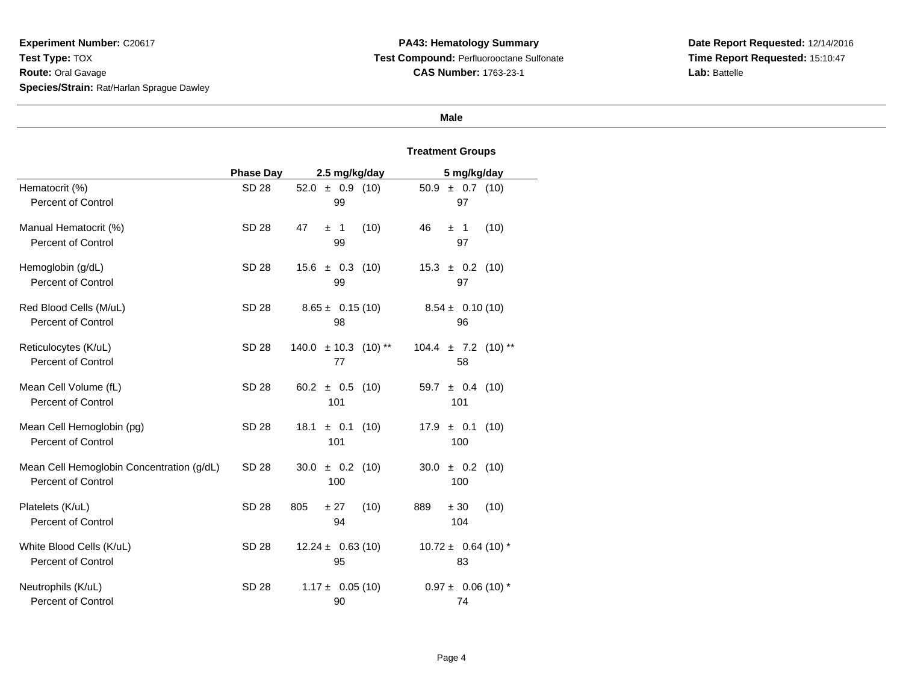**Experiment Number:** C20617
**Test Type:** TOX
**Route:** Oral Gavage
**Species/Strain:** Rat/Harlan Sprague Dawley

**PA43: Hematology Summary**
**Test Compound:** Perfluorooctane Sulfonate
**CAS Number:** 1763-23-1

**Date Report Requested:** 12/14/2016
**Time Report Requested:** 15:10:47
**Lab:** Battelle

**Male**

**Treatment Groups**

| | Phase Day | 2.5 mg/kg/day | 5 mg/kg/day |
|---|---|---|---|
| Hematocrit (%) | SD 28 | 52.0 ± 0.9 (10) | 50.9 ± 0.7 (10) |
| Percent of Control | | 99 | 97 |
| Manual Hematocrit (%) | SD 28 | 47 ± 1 (10) | 46 ± 1 (10) |
| Percent of Control | | 99 | 97 |
| Hemoglobin (g/dL) | SD 28 | 15.6 ± 0.3 (10) | 15.3 ± 0.2 (10) |
| Percent of Control | | 99 | 97 |
| Red Blood Cells (M/uL) | SD 28 | 8.65 ± 0.15 (10) | 8.54 ± 0.10 (10) |
| Percent of Control | | 98 | 96 |
| Reticulocytes (K/uL) | SD 28 | 140.0 ± 10.3 (10) ** | 104.4 ± 7.2 (10) ** |
| Percent of Control | | 77 | 58 |
| Mean Cell Volume (fL) | SD 28 | 60.2 ± 0.5 (10) | 59.7 ± 0.4 (10) |
| Percent of Control | | 101 | 101 |
| Mean Cell Hemoglobin (pg) | SD 28 | 18.1 ± 0.1 (10) | 17.9 ± 0.1 (10) |
| Percent of Control | | 101 | 100 |
| Mean Cell Hemoglobin Concentration (g/dL) | SD 28 | 30.0 ± 0.2 (10) | 30.0 ± 0.2 (10) |
| Percent of Control | | 100 | 100 |
| Platelets (K/uL) | SD 28 | 805 ± 27 (10) | 889 ± 30 (10) |
| Percent of Control | | 94 | 104 |
| White Blood Cells (K/uL) | SD 28 | 12.24 ± 0.63 (10) | 10.72 ± 0.64 (10) * |
| Percent of Control | | 95 | 83 |
| Neutrophils (K/uL) | SD 28 | 1.17 ± 0.05 (10) | 0.97 ± 0.06 (10) * |
| Percent of Control | | 90 | 74 |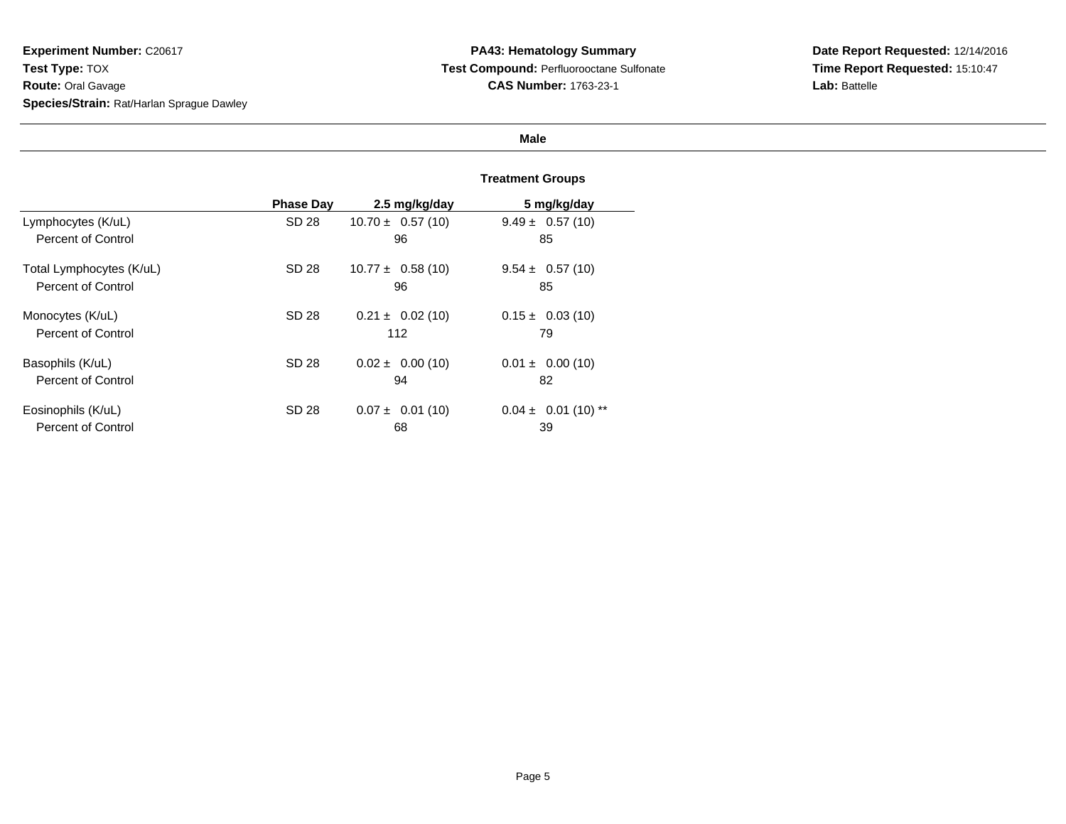**Experiment Number:** C20617
**Test Type:** TOX
**Route:** Oral Gavage
**Species/Strain:** Rat/Harlan Sprague Dawley

**PA43: Hematology Summary**
**Test Compound:** Perfluorooctane Sulfonate
**CAS Number:** 1763-23-1

**Date Report Requested:** 12/14/2016
**Time Report Requested:** 15:10:47
**Lab:** Battelle

## Male

| | Phase Day | Treatment Groups | |
|---|---|---|---|
| | | 2.5 mg/kg/day | 5 mg/kg/day |
| Lymphocytes (K/uL) | SD 28 | 10.70 ± 0.57 (10) | 9.49 ± 0.57 (10) |
| Percent of Control | | 96 | 85 |
| Total Lymphocytes (K/uL) | SD 28 | 10.77 ± 0.58 (10) | 9.54 ± 0.57 (10) |
| Percent of Control | | 96 | 85 |
| Monocytes (K/uL) | SD 28 | 0.21 ± 0.02 (10) | 0.15 ± 0.03 (10) |
| Percent of Control | | 112 | 79 |
| Basophils (K/uL) | SD 28 | 0.02 ± 0.00 (10) | 0.01 ± 0.00 (10) |
| Percent of Control | | 94 | 82 |
| Eosinophils (K/uL) | SD 28 | 0.07 ± 0.01 (10) | 0.04 ± 0.01 (10) ** |
| Percent of Control | | 68 | 39 |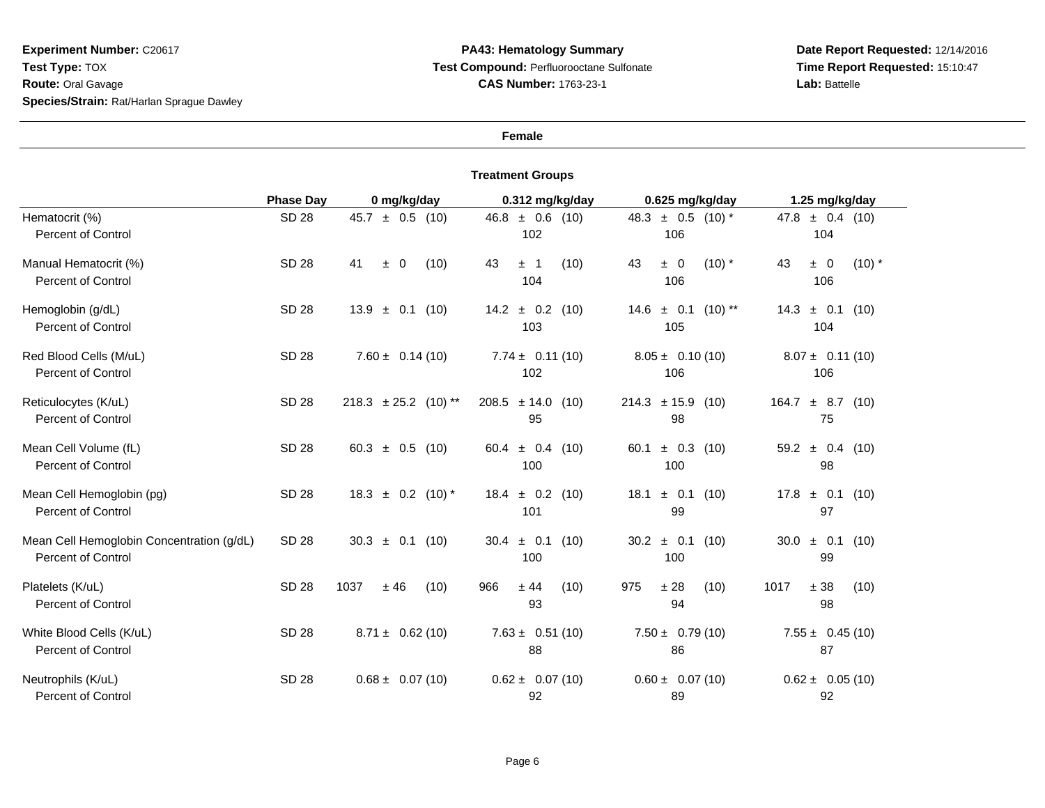**Experiment Number:** C20617
**Test Type:** TOX
**Route:** Oral Gavage
**Species/Strain:** Rat/Harlan Sprague Dawley

**PA43: Hematology Summary**
**Test Compound:** Perfluorooctane Sulfonate
**CAS Number:** 1763-23-1

**Date Report Requested:** 12/14/2016
**Time Report Requested:** 15:10:47
**Lab:** Battelle

**Female**

**Treatment Groups**

| | Phase Day | 0 mg/kg/day | 0.312 mg/kg/day | 0.625 mg/kg/day | 1.25 mg/kg/day |
|---|---|---|---|---|---|
| Hematocrit (%) | SD 28 | 45.7 ± 0.5 (10) | 46.8 ± 0.6 (10) | 48.3 ± 0.5 (10) * | 47.8 ± 0.4 (10) |
| Percent of Control | | | 102 | 106 | 104 |
| Manual Hematocrit (%) | SD 28 | 41 ± 0 (10) | 43 ± 1 (10) | 43 ± 0 (10) * | 43 ± 0 (10) * |
| Percent of Control | | | 104 | 106 | 106 |
| Hemoglobin (g/dL) | SD 28 | 13.9 ± 0.1 (10) | 14.2 ± 0.2 (10) | 14.6 ± 0.1 (10) ** | 14.3 ± 0.1 (10) |
| Percent of Control | | | 103 | 105 | 104 |
| Red Blood Cells (M/uL) | SD 28 | 7.60 ± 0.14 (10) | 7.74 ± 0.11 (10) | 8.05 ± 0.10 (10) | 8.07 ± 0.11 (10) |
| Percent of Control | | | 102 | 106 | 106 |
| Reticulocytes (K/uL) | SD 28 | 218.3 ± 25.2 (10) ** | 208.5 ± 14.0 (10) | 214.3 ± 15.9 (10) | 164.7 ± 8.7 (10) |
| Percent of Control | | | 95 | 98 | 75 |
| Mean Cell Volume (fL) | SD 28 | 60.3 ± 0.5 (10) | 60.4 ± 0.4 (10) | 60.1 ± 0.3 (10) | 59.2 ± 0.4 (10) |
| Percent of Control | | | 100 | 100 | 98 |
| Mean Cell Hemoglobin (pg) | SD 28 | 18.3 ± 0.2 (10) * | 18.4 ± 0.2 (10) | 18.1 ± 0.1 (10) | 17.8 ± 0.1 (10) |
| Percent of Control | | | 101 | 99 | 97 |
| Mean Cell Hemoglobin Concentration (g/dL) | SD 28 | 30.3 ± 0.1 (10) | 30.4 ± 0.1 (10) | 30.2 ± 0.1 (10) | 30.0 ± 0.1 (10) |
| Percent of Control | | | 100 | 100 | 99 |
| Platelets (K/uL) | SD 28 | 1037 ± 46 (10) | 966 ± 44 (10) | 975 ± 28 (10) | 1017 ± 38 (10) |
| Percent of Control | | | 93 | 94 | 98 |
| White Blood Cells (K/uL) | SD 28 | 8.71 ± 0.62 (10) | 7.63 ± 0.51 (10) | 7.50 ± 0.79 (10) | 7.55 ± 0.45 (10) |
| Percent of Control | | | 88 | 86 | 87 |
| Neutrophils (K/uL) | SD 28 | 0.68 ± 0.07 (10) | 0.62 ± 0.07 (10) | 0.60 ± 0.07 (10) | 0.62 ± 0.05 (10) |
| Percent of Control | | | 92 | 89 | 92 |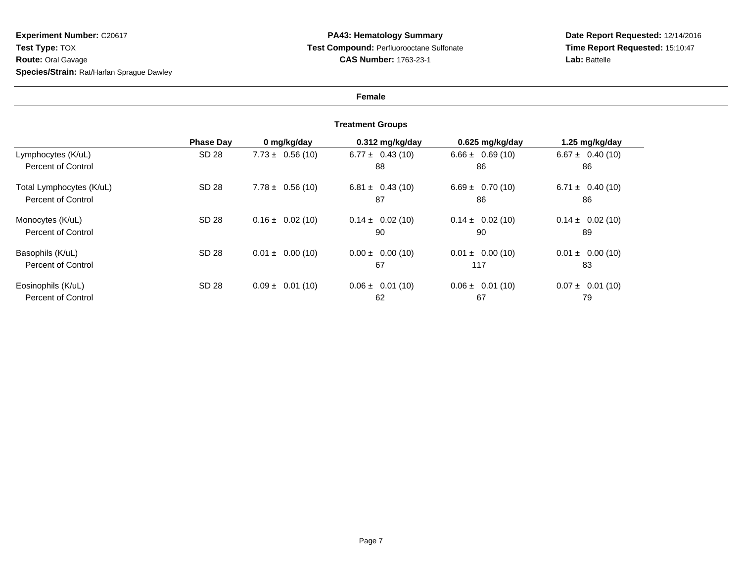**Experiment Number:** C20617
**Test Type:** TOX
**Route:** Oral Gavage
**Species/Strain:** Rat/Harlan Sprague Dawley

**PA43: Hematology Summary**
**Test Compound:** Perfluorooctane Sulfonate
**CAS Number:** 1763-23-1

**Date Report Requested:** 12/14/2016
**Time Report Requested:** 15:10:47
**Lab:** Battelle

**Female**

**Treatment Groups**

| | Phase Day | 0 mg/kg/day | 0.312 mg/kg/day | 0.625 mg/kg/day | 1.25 mg/kg/day |
|---|---|---|---|---|---|
| Lymphocytes (K/uL) | SD 28 | 7.73 ± 0.56 (10) | 6.77 ± 0.43 (10) | 6.66 ± 0.69 (10) | 6.67 ± 0.40 (10) |
| Percent of Control | | | 88 | 86 | 86 |
| Total Lymphocytes (K/uL) | SD 28 | 7.78 ± 0.56 (10) | 6.81 ± 0.43 (10) | 6.69 ± 0.70 (10) | 6.71 ± 0.40 (10) |
| Percent of Control | | | 87 | 86 | 86 |
| Monocytes (K/uL) | SD 28 | 0.16 ± 0.02 (10) | 0.14 ± 0.02 (10) | 0.14 ± 0.02 (10) | 0.14 ± 0.02 (10) |
| Percent of Control | | | 90 | 90 | 89 |
| Basophils (K/uL) | SD 28 | 0.01 ± 0.00 (10) | 0.00 ± 0.00 (10) | 0.01 ± 0.00 (10) | 0.01 ± 0.00 (10) |
| Percent of Control | | | 67 | 117 | 83 |
| Eosinophils (K/uL) | SD 28 | 0.09 ± 0.01 (10) | 0.06 ± 0.01 (10) | 0.06 ± 0.01 (10) | 0.07 ± 0.01 (10) |
| Percent of Control | | | 62 | 67 | 79 |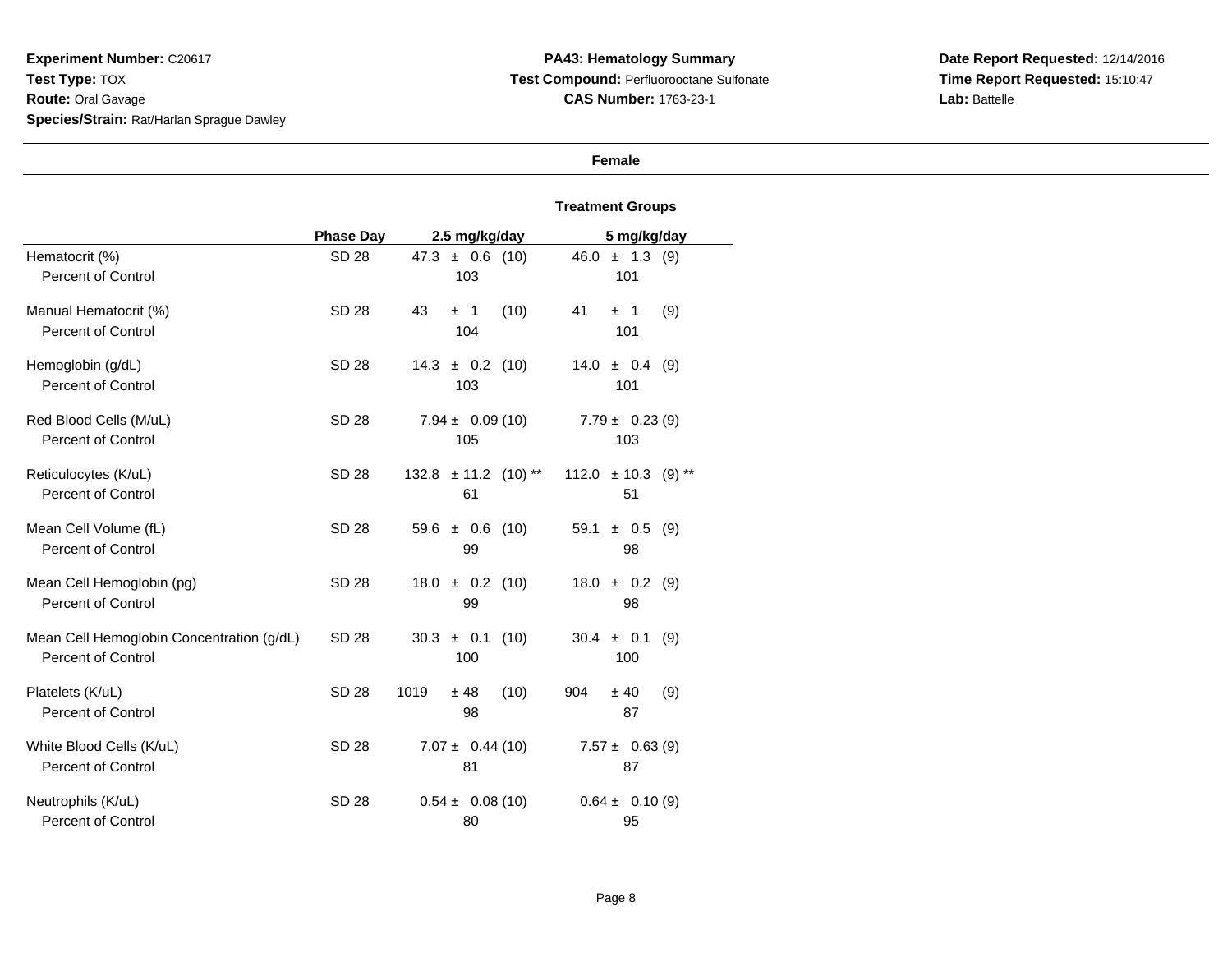**Experiment Number:** C20617
**Test Type:** TOX
**Route:** Oral Gavage
**Species/Strain:** Rat/Harlan Sprague Dawley

**PA43: Hematology Summary**
**Test Compound:** Perfluorooctane Sulfonate
**CAS Number:** 1763-23-1

**Date Report Requested:** 12/14/2016
**Time Report Requested:** 15:10:47
**Lab:** Battelle

**Female**

| | | Treatment Groups | |
|---|---|---|---|
| | **Phase Day** | **2.5 mg/kg/day** | **5 mg/kg/day** |
| Hematocrit (%) | SD 28 | 47.3 ± 0.6 (10) | 46.0 ± 1.3 (9) |
| Percent of Control | | 103 | 101 |
| Manual Hematocrit (%) | SD 28 | 43 ± 1 (10) | 41 ± 1 (9) |
| Percent of Control | | 104 | 101 |
| Hemoglobin (g/dL) | SD 28 | 14.3 ± 0.2 (10) | 14.0 ± 0.4 (9) |
| Percent of Control | | 103 | 101 |
| Red Blood Cells (M/uL) | SD 28 | 7.94 ± 0.09 (10) | 7.79 ± 0.23 (9) |
| Percent of Control | | 105 | 103 |
| Reticulocytes (K/uL) | SD 28 | 132.8 ± 11.2 (10) ** | 112.0 ± 10.3 (9) ** |
| Percent of Control | | 61 | 51 |
| Mean Cell Volume (fL) | SD 28 | 59.6 ± 0.6 (10) | 59.1 ± 0.5 (9) |
| Percent of Control | | 99 | 98 |
| Mean Cell Hemoglobin (pg) | SD 28 | 18.0 ± 0.2 (10) | 18.0 ± 0.2 (9) |
| Percent of Control | | 99 | 98 |
| Mean Cell Hemoglobin Concentration (g/dL) | SD 28 | 30.3 ± 0.1 (10) | 30.4 ± 0.1 (9) |
| Percent of Control | | 100 | 100 |
| Platelets (K/uL) | SD 28 | 1019 ± 48 (10) | 904 ± 40 (9) |
| Percent of Control | | 98 | 87 |
| White Blood Cells (K/uL) | SD 28 | 7.07 ± 0.44 (10) | 7.57 ± 0.63 (9) |
| Percent of Control | | 81 | 87 |
| Neutrophils (K/uL) | SD 28 | 0.54 ± 0.08 (10) | 0.64 ± 0.10 (9) |
| Percent of Control | | 80 | 95 |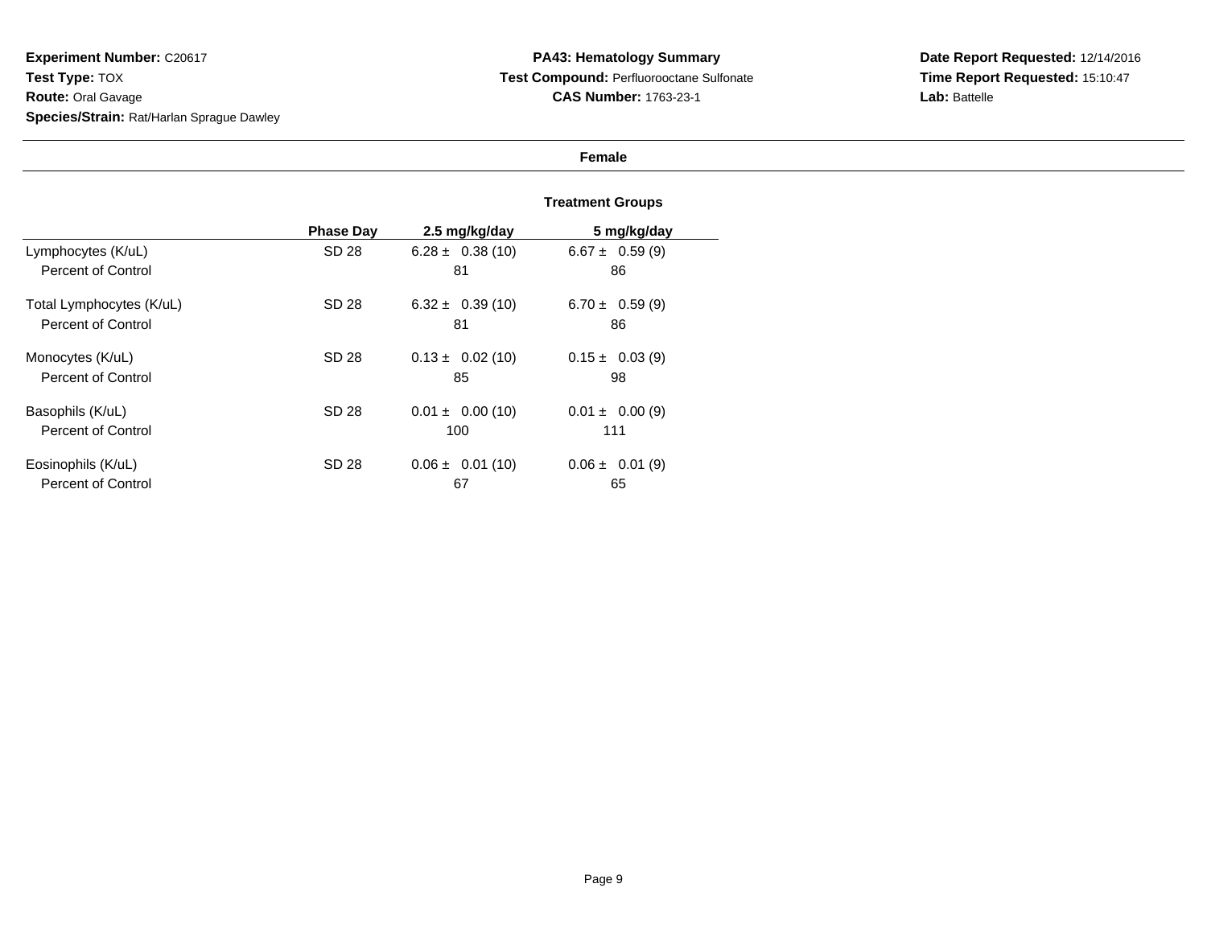**Experiment Number:** C20617
**Test Type:** TOX
**Route:** Oral Gavage
**Species/Strain:** Rat/Harlan Sprague Dawley

**PA43: Hematology Summary**
**Test Compound:** Perfluorooctane Sulfonate
**CAS Number:** 1763-23-1

**Date Report Requested:** 12/14/2016
**Time Report Requested:** 15:10:47
**Lab:** Battelle

**Female**

| | | Treatment Groups | |
|---|---|---|---|
| | **Phase Day** | **2.5 mg/kg/day** | **5 mg/kg/day** |
| Lymphocytes (K/uL) | SD 28 | 6.28 ± 0.38 (10) | 6.67 ± 0.59 (9) |
| Percent of Control | | 81 | 86 |
| Total Lymphocytes (K/uL) | SD 28 | 6.32 ± 0.39 (10) | 6.70 ± 0.59 (9) |
| Percent of Control | | 81 | 86 |
| Monocytes (K/uL) | SD 28 | 0.13 ± 0.02 (10) | 0.15 ± 0.03 (9) |
| Percent of Control | | 85 | 98 |
| Basophils (K/uL) | SD 28 | 0.01 ± 0.00 (10) | 0.01 ± 0.00 (9) |
| Percent of Control | | 100 | 111 |
| Eosinophils (K/uL) | SD 28 | 0.06 ± 0.01 (10) | 0.06 ± 0.01 (9) |
| Percent of Control | | 67 | 65 |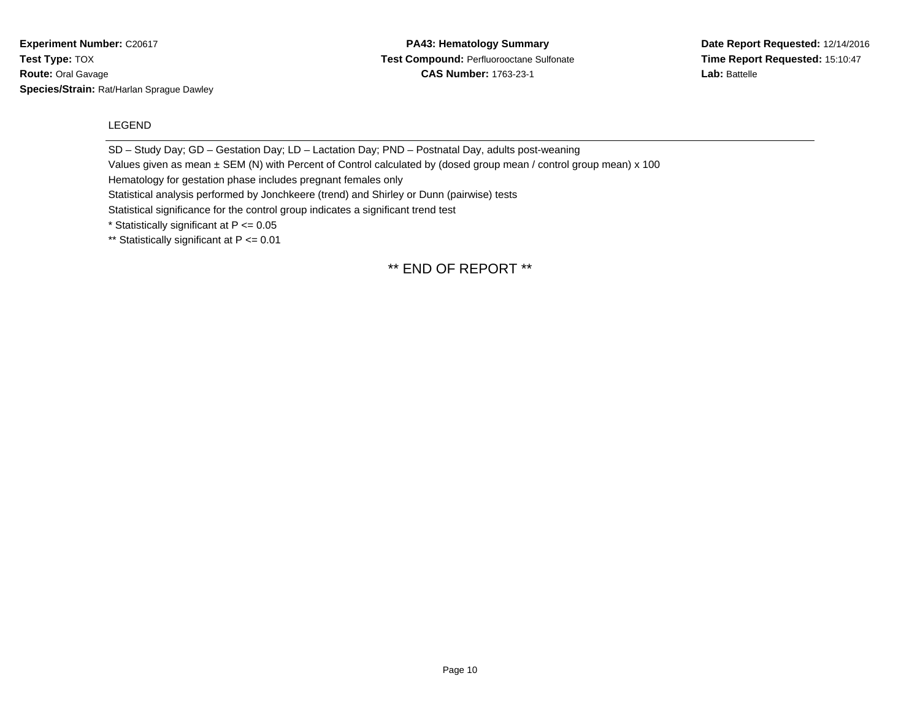**Experiment Number:** C20617
**Test Type:** TOX
**Route:** Oral Gavage
**Species/Strain:** Rat/Harlan Sprague Dawley

**PA43: Hematology Summary**
**Test Compound:** Perfluorooctane Sulfonate
**CAS Number:** 1763-23-1

**Date Report Requested:** 12/14/2016
**Time Report Requested:** 15:10:47
**Lab:** Battelle

LEGEND

SD – Study Day; GD – Gestation Day; LD – Lactation Day; PND – Postnatal Day, adults post-weaning

Values given as mean ± SEM (N) with Percent of Control calculated by (dosed group mean / control group mean) x 100

Hematology for gestation phase includes pregnant females only

Statistical analysis performed by Jonchkeere (trend) and Shirley or Dunn (pairwise) tests

Statistical significance for the control group indicates a significant trend test

* Statistically significant at P <= 0.05

** Statistically significant at P <= 0.01

** END OF REPORT **